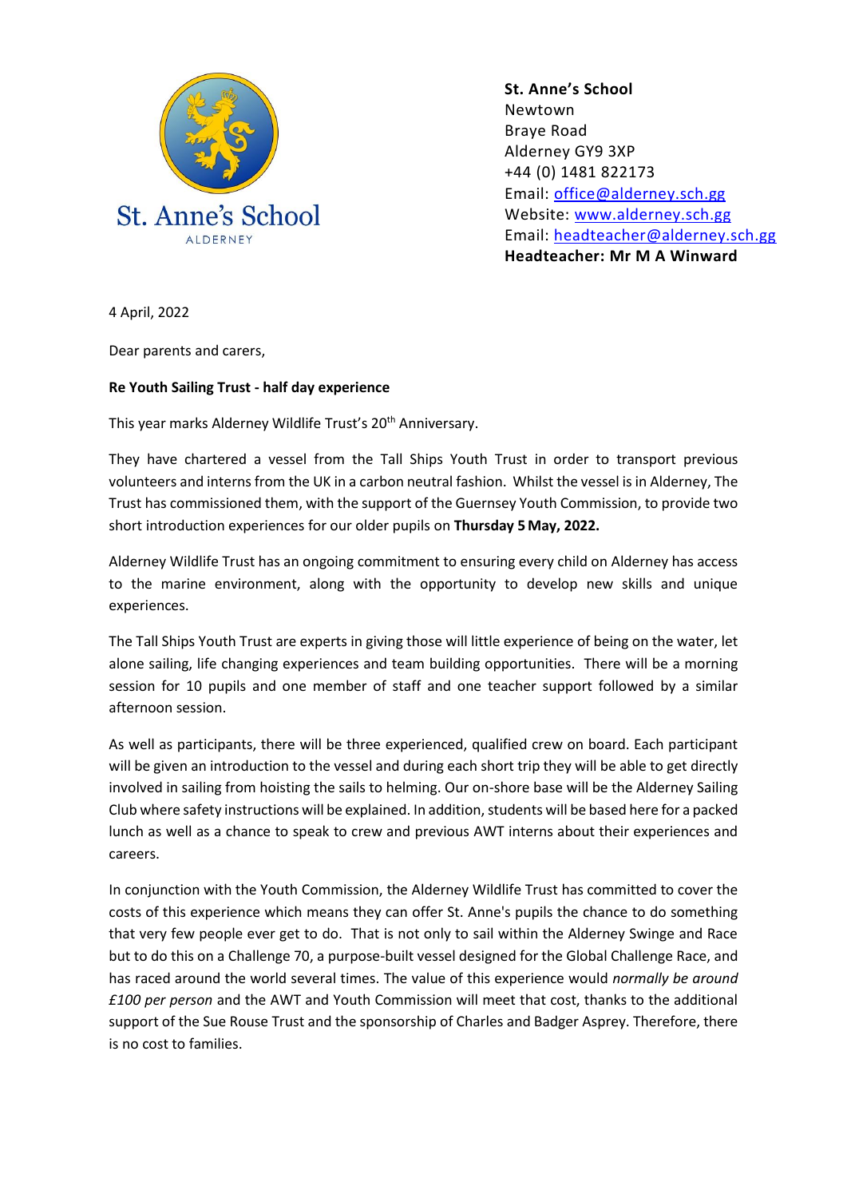St. Anne's School
ALDERNEY

**St. Anne's School**
Newtown
Braye Road
Alderney GY9 3XP
+44 (0) 1481 822173
Email: office@alderney.sch.gg
Website: www.alderney.sch.gg
Email: headteacher@alderney.sch.gg
**Headteacher: Mr M A Winward**

4 April, 2022

Dear parents and carers,

**Re Youth Sailing Trust - half day experience**

This year marks Alderney Wildlife Trust's 20th Anniversary.

They have chartered a vessel from the Tall Ships Youth Trust in order to transport previous volunteers and interns from the UK in a carbon neutral fashion. Whilst the vessel is in Alderney, The Trust has commissioned them, with the support of the Guernsey Youth Commission, to provide two short introduction experiences for our older pupils on **Thursday 5 May, 2022.**

Alderney Wildlife Trust has an ongoing commitment to ensuring every child on Alderney has access to the marine environment, along with the opportunity to develop new skills and unique experiences.

The Tall Ships Youth Trust are experts in giving those will little experience of being on the water, let alone sailing, life changing experiences and team building opportunities. There will be a morning session for 10 pupils and one member of staff and one teacher support followed by a similar afternoon session.

As well as participants, there will be three experienced, qualified crew on board. Each participant will be given an introduction to the vessel and during each short trip they will be able to get directly involved in sailing from hoisting the sails to helming. Our on-shore base will be the Alderney Sailing Club where safety instructions will be explained. In addition, students will be based here for a packed lunch as well as a chance to speak to crew and previous AWT interns about their experiences and careers.

In conjunction with the Youth Commission, the Alderney Wildlife Trust has committed to cover the costs of this experience which means they can offer St. Anne's pupils the chance to do something that very few people ever get to do. That is not only to sail within the Alderney Swinge and Race but to do this on a Challenge 70, a purpose-built vessel designed for the Global Challenge Race, and has raced around the world several times. The value of this experience would *normally be around £100 per person* and the AWT and Youth Commission will meet that cost, thanks to the additional support of the Sue Rouse Trust and the sponsorship of Charles and Badger Asprey. Therefore, there is no cost to families.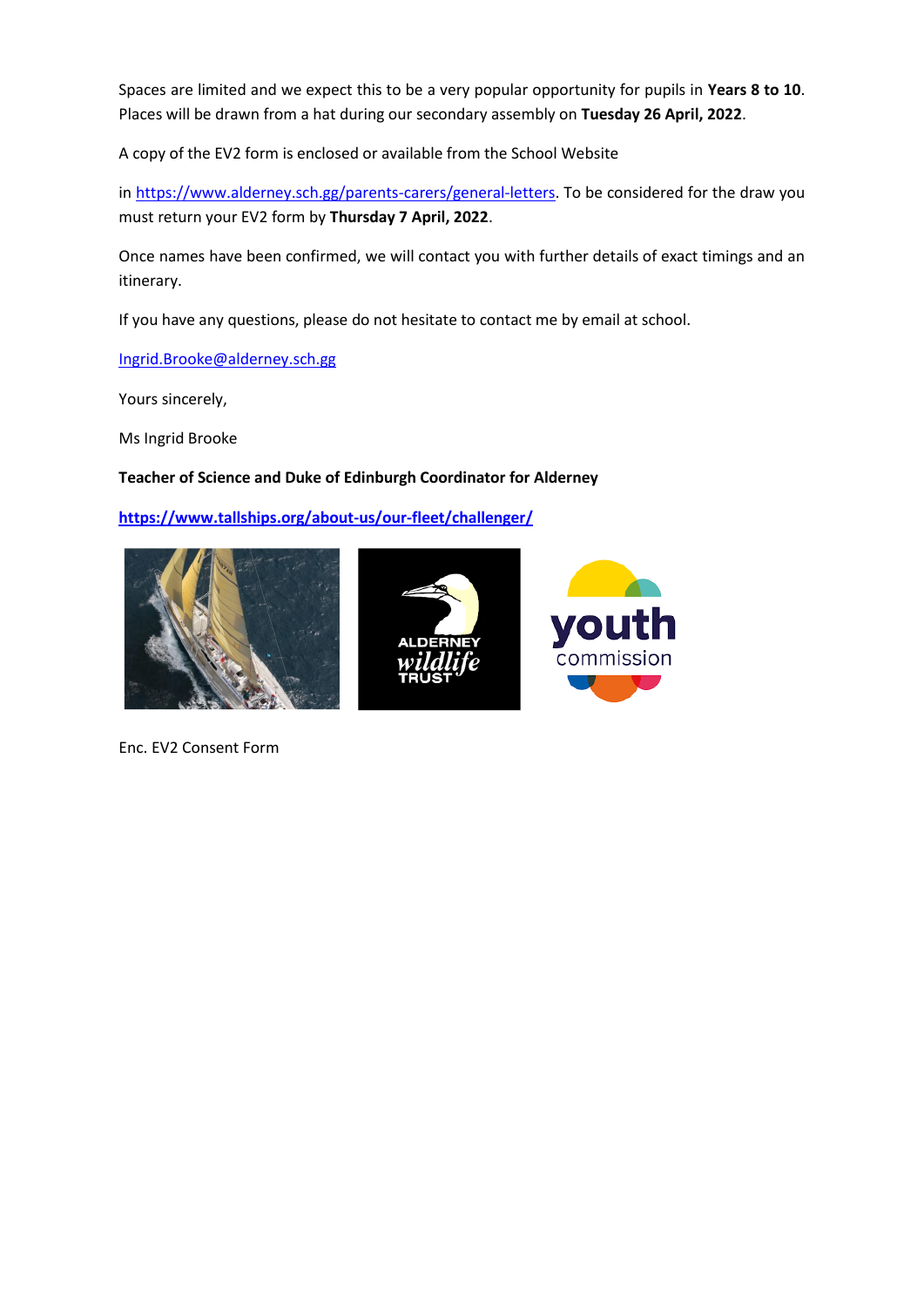Spaces are limited and we expect this to be a very popular opportunity for pupils in **Years 8 to 10**. Places will be drawn from a hat during our secondary assembly on **Tuesday 26 April, 2022**.

A copy of the EV2 form is enclosed or available from the School Website

in https://www.alderney.sch.gg/parents-carers/general-letters. To be considered for the draw you must return your EV2 form by **Thursday 7 April, 2022**.

Once names have been confirmed, we will contact you with further details of exact timings and an itinerary.

If you have any questions, please do not hesitate to contact me by email at school.

Ingrid.Brooke@alderney.sch.gg

Yours sincerely,

Ms Ingrid Brooke

**Teacher of Science and Duke of Edinburgh Coordinator for Alderney**

**https://www.tallships.org/about-us/our-fleet/challenger/**

Enc. EV2 Consent Form